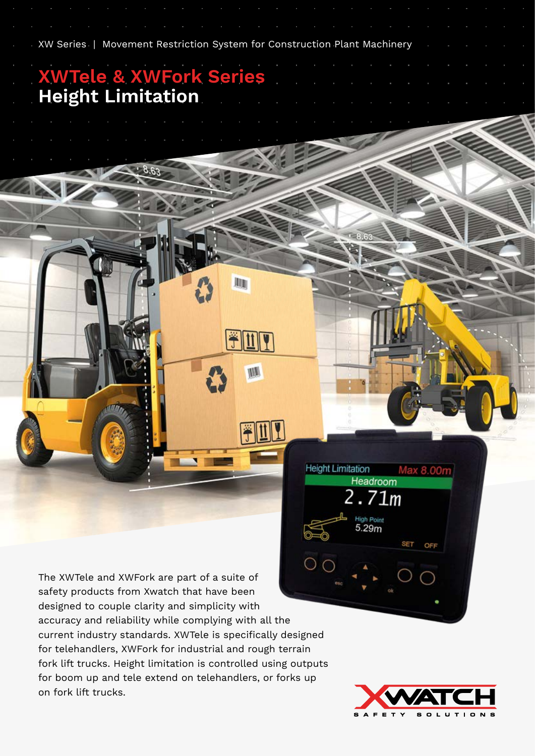XW Series | Movement Restriction System for Construction Plant Machinery

# XWTele & XWFork Series
# Height Limitation

The XWTele and XWFork are part of a suite of safety products from Xwatch that have been designed to couple clarity and simplicity with accuracy and reliability while complying with all the current industry standards. XWTele is specifically designed for telehandlers, XWFork for industrial and rough terrain fork lift trucks. Height limitation is controlled using outputs for boom up and tele extend on telehandlers, or forks up on fork lift trucks.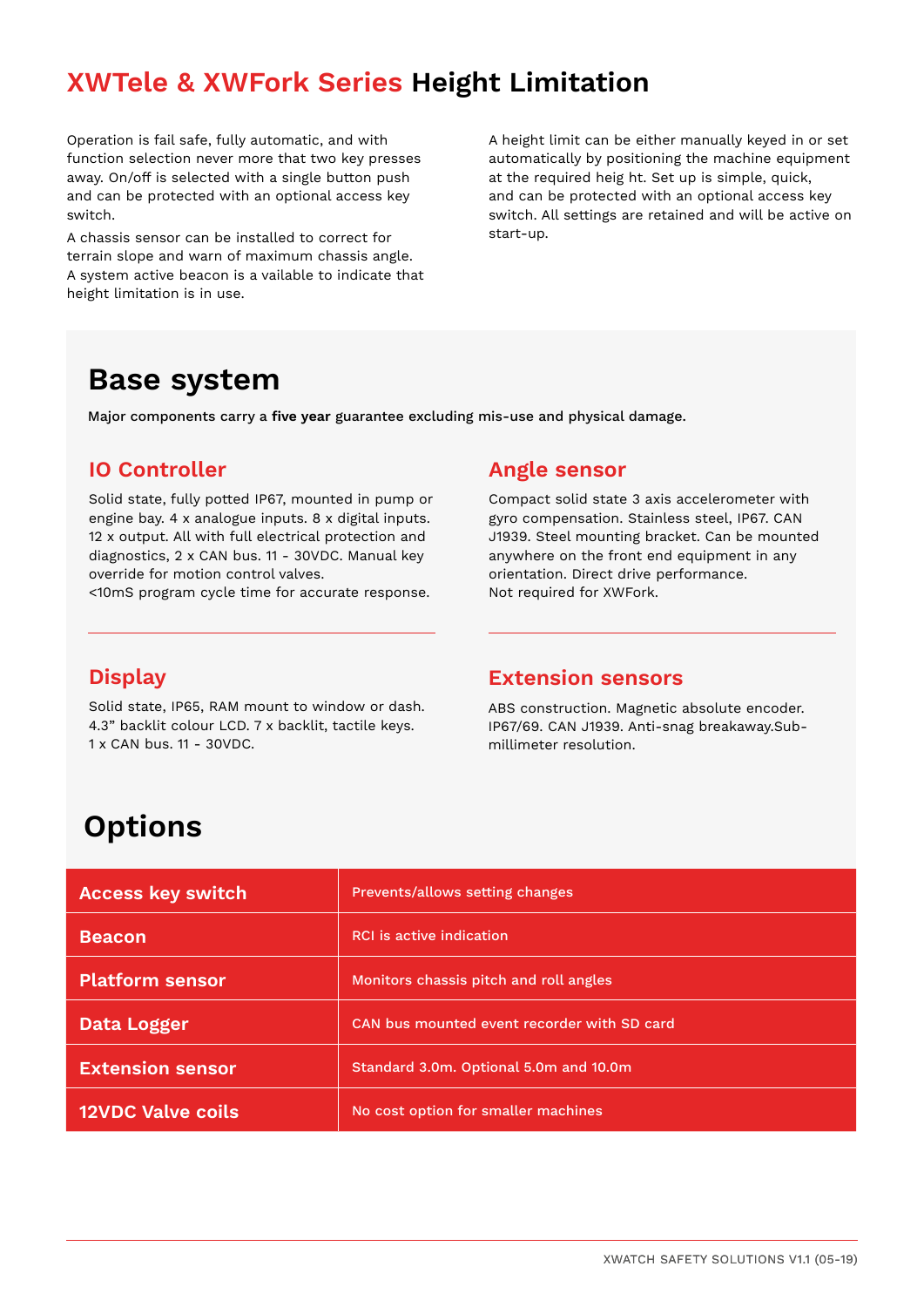# XWTele & XWFork Series Height Limitation

Operation is fail safe, fully automatic, and with function selection never more that two key presses away. On/off is selected with a single button push and can be protected with an optional access key switch.

A chassis sensor can be installed to correct for terrain slope and warn of maximum chassis angle. A system active beacon is a vailable to indicate that height limitation is in use.

A height limit can be either manually keyed in or set automatically by positioning the machine equipment at the required heig ht. Set up is simple, quick, and can be protected with an optional access key switch. All settings are retained and will be active on start-up.

## Base system

Major components carry a **five year** guarantee excluding mis-use and physical damage.

### IO Controller

Solid state, fully potted IP67, mounted in pump or engine bay. 4 x analogue inputs. 8 x digital inputs. 12 x output. All with full electrical protection and diagnostics, 2 x CAN bus. 11 - 30VDC. Manual key override for motion control valves.
<10mS program cycle time for accurate response.

### Angle sensor

Compact solid state 3 axis accelerometer with gyro compensation. Stainless steel, IP67. CAN J1939. Steel mounting bracket. Can be mounted anywhere on the front end equipment in any orientation. Direct drive performance.
Not required for XWFork.

### Display

Solid state, IP65, RAM mount to window or dash. 4.3” backlit colour LCD. 7 x backlit, tactile keys. 1 x CAN bus. 11 - 30VDC.

### Extension sensors

ABS construction. Magnetic absolute encoder. IP67/69. CAN J1939. Anti-snag breakaway.Sub-millimeter resolution.

## Options

| | |
|---|---|
| **Access key switch** | Prevents/allows setting changes |
| **Beacon** | RCI is active indication |
| **Platform sensor** | Monitors chassis pitch and roll angles |
| **Data Logger** | CAN bus mounted event recorder with SD card |
| **Extension sensor** | Standard 3.0m. Optional 5.0m and 10.0m |
| **12VDC Valve coils** | No cost option for smaller machines |